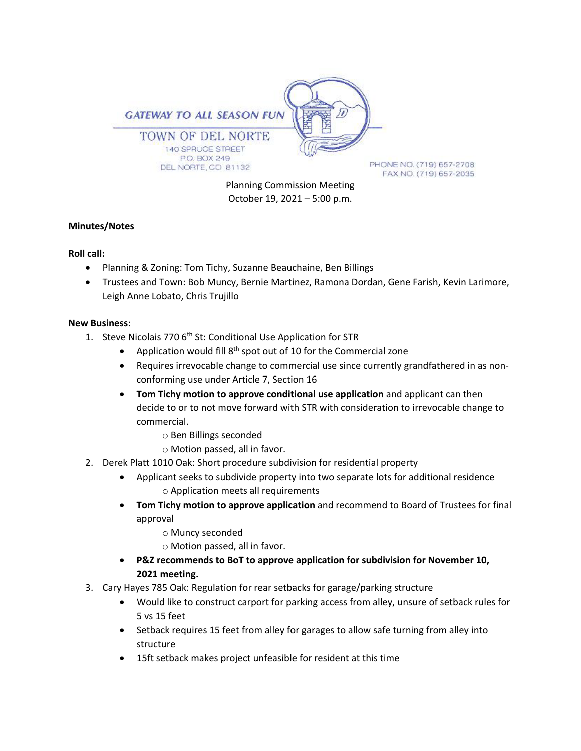GATEWAY TO ALL SEASON FUN

TOWN OF DEL NORTE
140 SPRUCE STREET
P.O. BOX 249
DEL NORTE, CO 81132

PHONE NO. (719) 657-2708
FAX NO. (719) 657-2035

Planning Commission Meeting
October 19, 2021 – 5:00 p.m.

**Minutes/Notes**

**Roll call:**

- Planning & Zoning: Tom Tichy, Suzanne Beauchaine, Ben Billings
- Trustees and Town: Bob Muncy, Bernie Martinez, Ramona Dordan, Gene Farish, Kevin Larimore, Leigh Anne Lobato, Chris Trujillo

**New Business**:

1. Steve Nicolais 770 6th St: Conditional Use Application for STR
   - Application would fill 8th spot out of 10 for the Commercial zone
   - Requires irrevocable change to commercial use since currently grandfathered in as non-conforming use under Article 7, Section 16
   - **Tom Tichy motion to approve conditional use application** and applicant can then decide to or to not move forward with STR with consideration to irrevocable change to commercial.
     - Ben Billings seconded
     - Motion passed, all in favor.
2. Derek Platt 1010 Oak: Short procedure subdivision for residential property
   - Applicant seeks to subdivide property into two separate lots for additional residence
     - Application meets all requirements
   - **Tom Tichy motion to approve application** and recommend to Board of Trustees for final approval
     - Muncy seconded
     - Motion passed, all in favor.
   - **P&Z recommends to BoT to approve application for subdivision for November 10, 2021 meeting.**
3. Cary Hayes 785 Oak: Regulation for rear setbacks for garage/parking structure
   - Would like to construct carport for parking access from alley, unsure of setback rules for 5 vs 15 feet
   - Setback requires 15 feet from alley for garages to allow safe turning from alley into structure
   - 15ft setback makes project unfeasible for resident at this time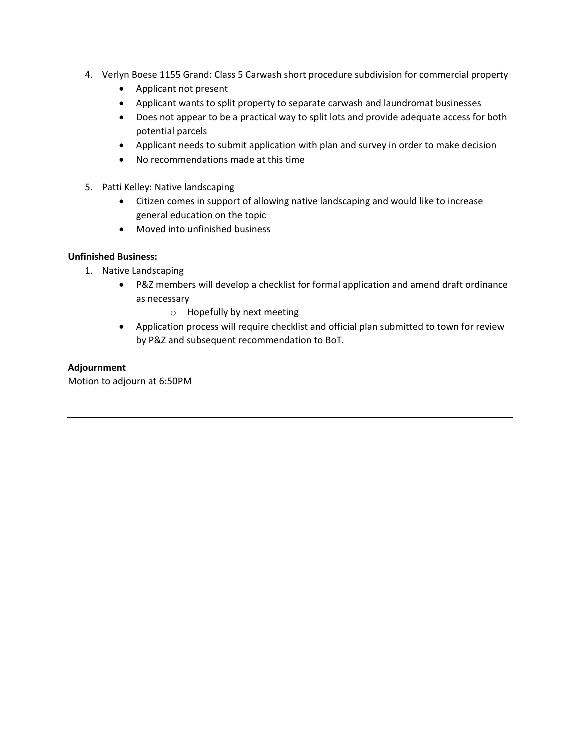4. Verlyn Boese 1155 Grand: Class 5 Carwash short procedure subdivision for commercial property
    - Applicant not present
    - Applicant wants to split property to separate carwash and laundromat businesses
    - Does not appear to be a practical way to split lots and provide adequate access for both potential parcels
    - Applicant needs to submit application with plan and survey in order to make decision
    - No recommendations made at this time

5. Patti Kelley: Native landscaping
    - Citizen comes in support of allowing native landscaping and would like to increase general education on the topic
    - Moved into unfinished business

**Unfinished Business:**

1. Native Landscaping
    - P&Z members will develop a checklist for formal application and amend draft ordinance as necessary
        - Hopefully by next meeting
    - Application process will require checklist and official plan submitted to town for review by P&Z and subsequent recommendation to BoT.

**Adjournment**

Motion to adjourn at 6:50PM

---